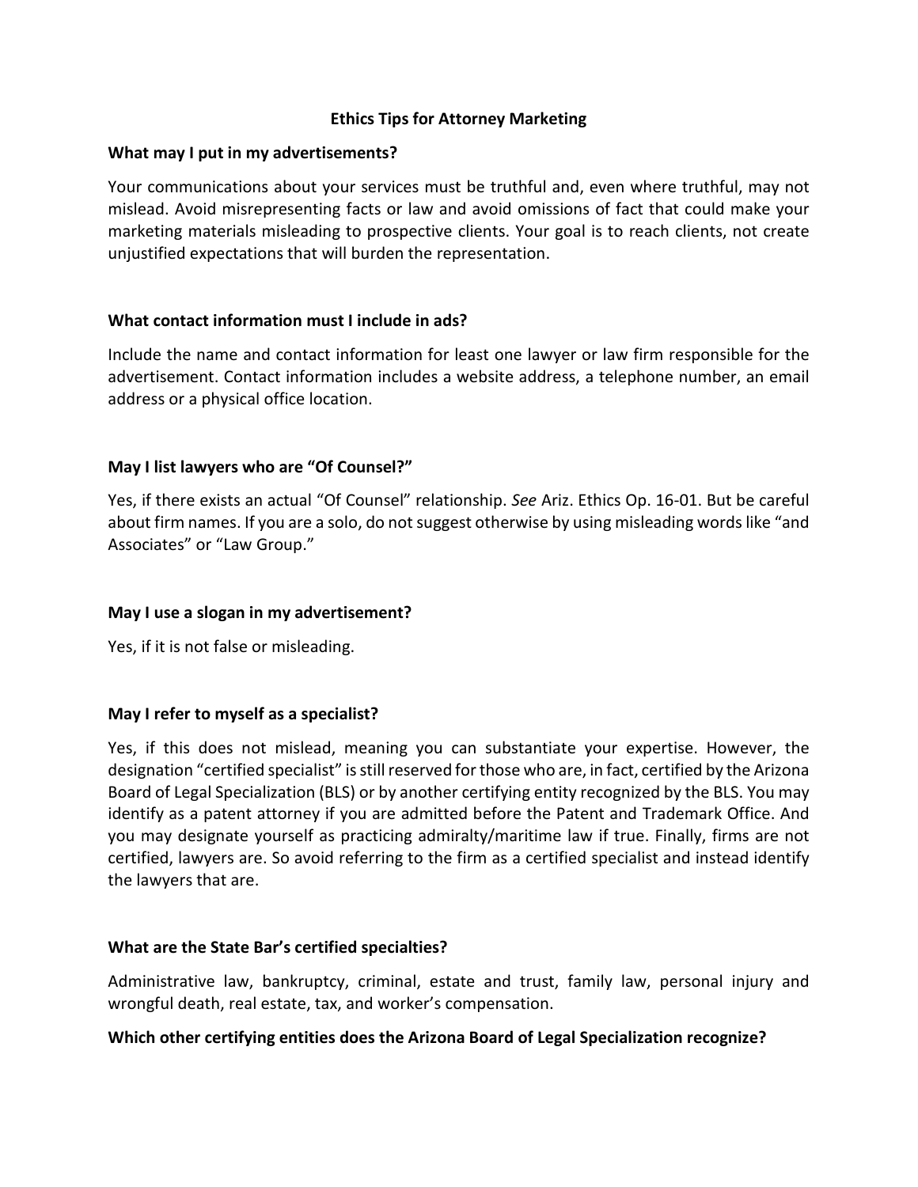# Ethics Tips for Attorney Marketing

**What may I put in my advertisements?**

Your communications about your services must be truthful and, even where truthful, may not mislead. Avoid misrepresenting facts or law and avoid omissions of fact that could make your marketing materials misleading to prospective clients. Your goal is to reach clients, not create unjustified expectations that will burden the representation.

**What contact information must I include in ads?**

Include the name and contact information for least one lawyer or law firm responsible for the advertisement. Contact information includes a website address, a telephone number, an email address or a physical office location.

**May I list lawyers who are "Of Counsel?"**

Yes, if there exists an actual "Of Counsel" relationship. *See* Ariz. Ethics Op. 16-01. But be careful about firm names. If you are a solo, do not suggest otherwise by using misleading words like "and Associates" or "Law Group."

**May I use a slogan in my advertisement?**

Yes, if it is not false or misleading.

**May I refer to myself as a specialist?**

Yes, if this does not mislead, meaning you can substantiate your expertise. However, the designation "certified specialist" is still reserved for those who are, in fact, certified by the Arizona Board of Legal Specialization (BLS) or by another certifying entity recognized by the BLS. You may identify as a patent attorney if you are admitted before the Patent and Trademark Office. And you may designate yourself as practicing admiralty/maritime law if true. Finally, firms are not certified, lawyers are. So avoid referring to the firm as a certified specialist and instead identify the lawyers that are.

**What are the State Bar's certified specialties?**

Administrative law, bankruptcy, criminal, estate and trust, family law, personal injury and wrongful death, real estate, tax, and worker's compensation.

**Which other certifying entities does the Arizona Board of Legal Specialization recognize?**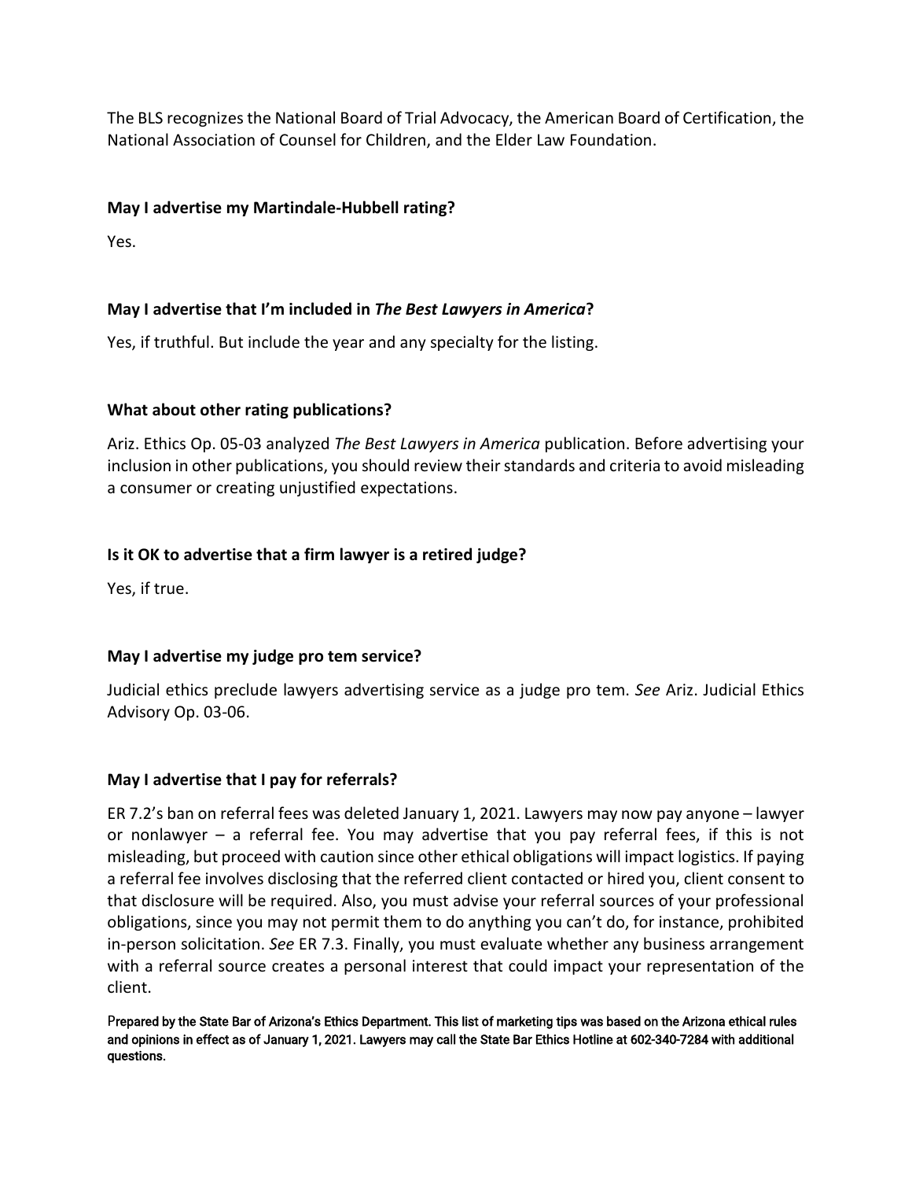The BLS recognizes the National Board of Trial Advocacy, the American Board of Certification, the National Association of Counsel for Children, and the Elder Law Foundation.

**May I advertise my Martindale-Hubbell rating?**

Yes.

**May I advertise that I'm included in *The Best Lawyers in America*?**

Yes, if truthful. But include the year and any specialty for the listing.

**What about other rating publications?**

Ariz. Ethics Op. 05-03 analyzed *The Best Lawyers in America* publication. Before advertising your inclusion in other publications, you should review their standards and criteria to avoid misleading a consumer or creating unjustified expectations.

**Is it OK to advertise that a firm lawyer is a retired judge?**

Yes, if true.

**May I advertise my judge pro tem service?**

Judicial ethics preclude lawyers advertising service as a judge pro tem. *See* Ariz. Judicial Ethics Advisory Op. 03-06.

**May I advertise that I pay for referrals?**

ER 7.2's ban on referral fees was deleted January 1, 2021. Lawyers may now pay anyone – lawyer or nonlawyer – a referral fee. You may advertise that you pay referral fees, if this is not misleading, but proceed with caution since other ethical obligations will impact logistics. If paying a referral fee involves disclosing that the referred client contacted or hired you, client consent to that disclosure will be required. Also, you must advise your referral sources of your professional obligations, since you may not permit them to do anything you can't do, for instance, prohibited in-person solicitation. *See* ER 7.3. Finally, you must evaluate whether any business arrangement with a referral source creates a personal interest that could impact your representation of the client.

**Prepared by the State Bar of Arizona's Ethics Department. This list of marketing tips was based on the Arizona ethical rules and opinions in effect as of January 1, 2021. Lawyers may call the State Bar Ethics Hotline at 602-340-7284 with additional questions.**